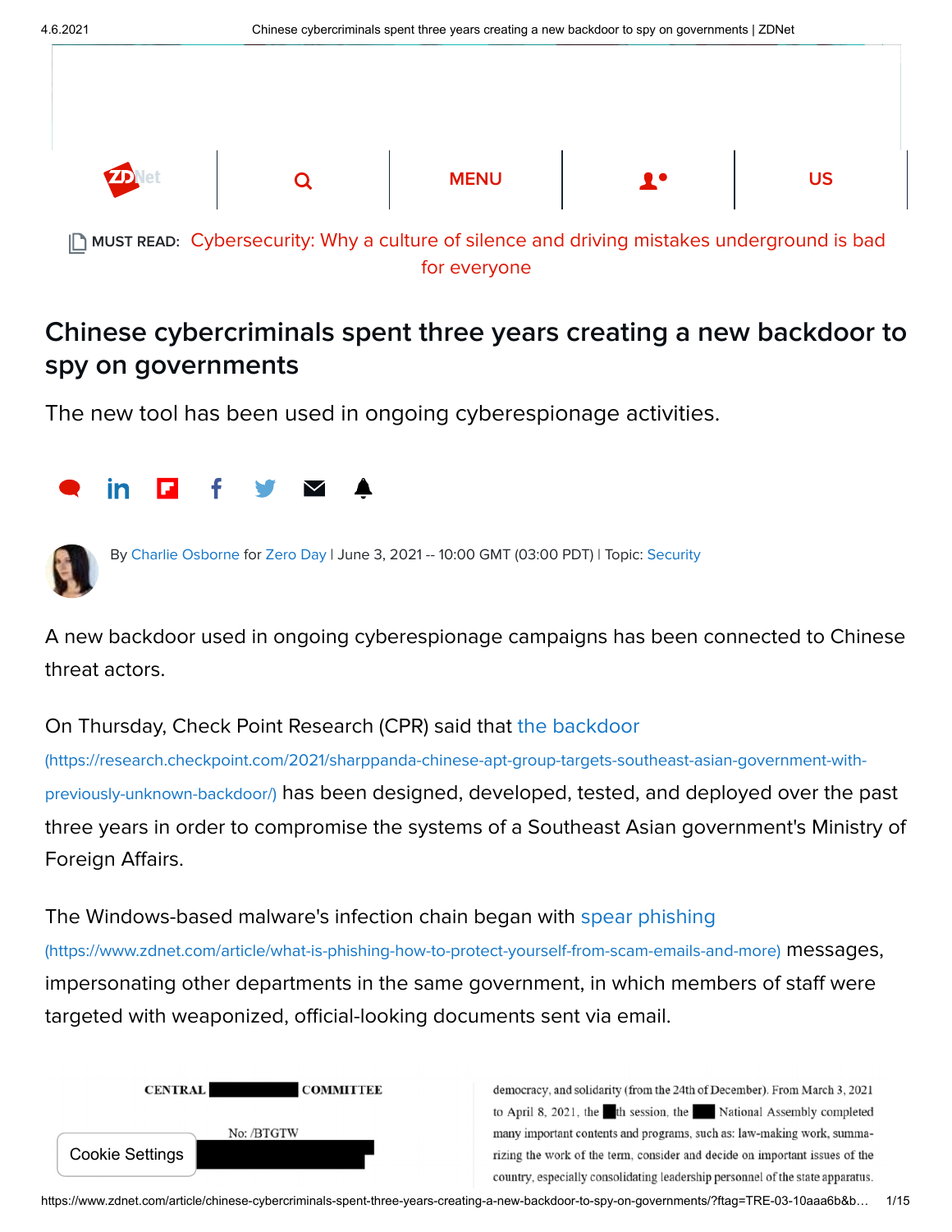MUST READ: Cybersecurity: Why a culture of silence and driving mistakes underground is bad for everyone

# Chinese cybercriminals spent three years creating a new backdoor to spy on governments

The new tool has been used in ongoing cyberespionage activities.

By Charlie Osborne for Zero Day | June 3, 2021 -- 10:00 GMT (03:00 PDT) | Topic: Security

A new backdoor used in ongoing cyberespionage campaigns has been connected to Chinese threat actors.

On Thursday, Check Point Research (CPR) said that the backdoor (https://research.checkpoint.com/2021/sharppanda-chinese-apt-group-targets-southeast-asian-government-with-previously-unknown-backdoor/) has been designed, developed, tested, and deployed over the past three years in order to compromise the systems of a Southeast Asian government's Ministry of Foreign Affairs.

The Windows-based malware's infection chain began with spear phishing (https://www.zdnet.com/article/what-is-phishing-how-to-protect-yourself-from-scam-emails-and-more) messages, impersonating other departments in the same government, in which members of staff were targeted with weaponized, official-looking documents sent via email.

CENTRAL ███ COMMITTEE

No: /BTGTW

democracy, and solidarity (from the 24th of December). From March 3, 2021 to April 8, 2021, the ██th session, the ██ National Assembly completed many important contents and programs, such as: law-making work, summarizing the work of the term, consider and decide on important issues of the country, especially consolidating leadership personnel of the state apparatus.

Cookie Settings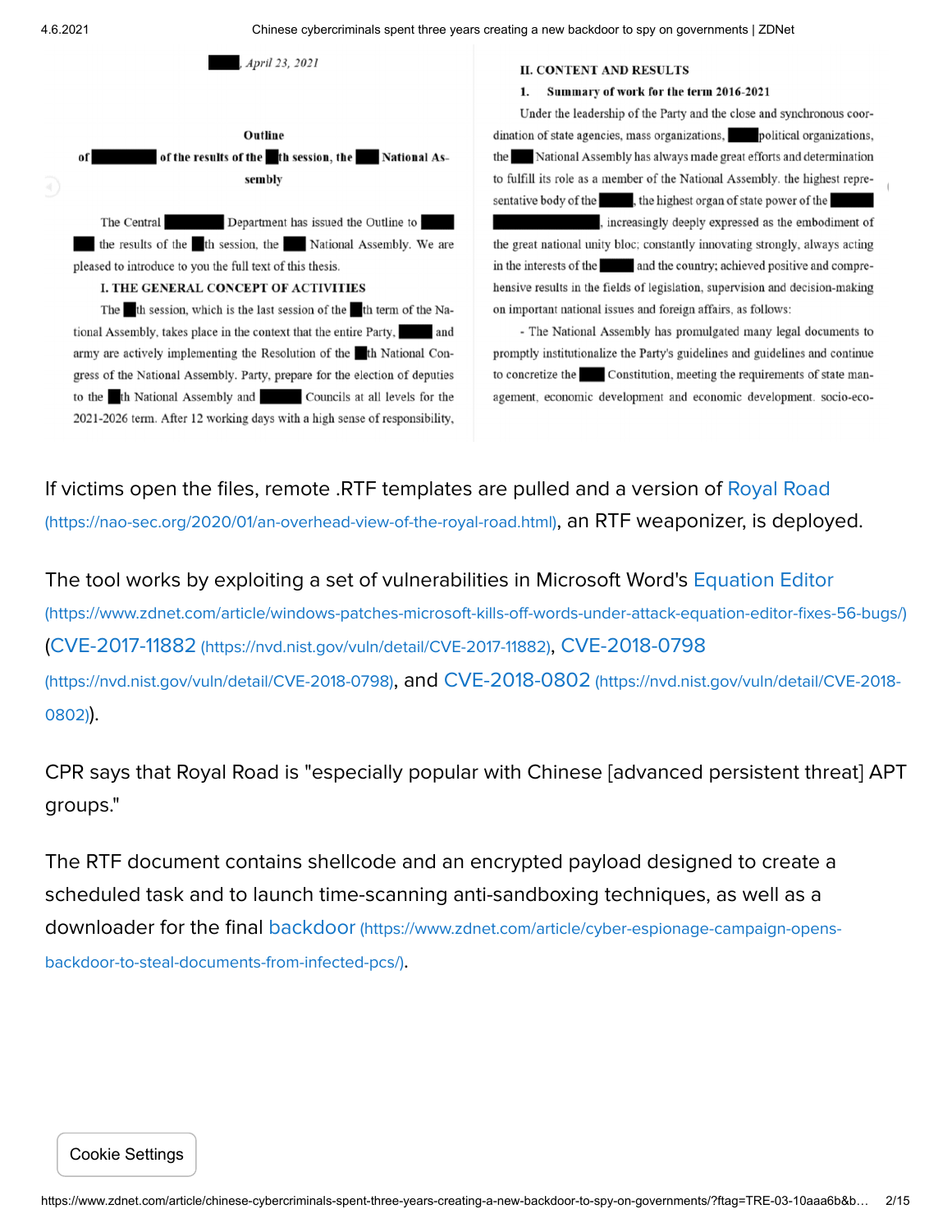█████, April 23, 2021

**Outline**

**of ████████ of the results of the ██th session, the ███ National Assembly**

The Central ████████ Department has issued the Outline to ████ ███ the results of the ██th session, the ███ National Assembly. We are pleased to introduce to you the full text of this thesis.

**I. THE GENERAL CONCEPT OF ACTIVITIES**

The ██th session, which is the last session of the ██th term of the National Assembly, takes place in the context that the entire Party, █████ and army are actively implementing the Resolution of the ██th National Congress of the National Assembly. Party, prepare for the election of deputies to the ██th National Assembly and █████ Councils at all levels for the 2021-2026 term. After 12 working days with a high sense of responsibility,

**II. CONTENT AND RESULTS**

**1. Summary of work for the term 2016-2021**

Under the leadership of the Party and the close and synchronous coordination of state agencies, mass organizations, ████political organizations, the ███ National Assembly has always made great efforts and determination to fulfill its role as a member of the National Assembly. the highest representative body of the ████, the highest organ of state power of the █████ ████████████, increasingly deeply expressed as the embodiment of the great national unity bloc; constantly innovating strongly, always acting in the interests of the ████ and the country; achieved positive and comprehensive results in the fields of legislation, supervision and decision-making on important national issues and foreign affairs, as follows:

- The National Assembly has promulgated many legal documents to promptly institutionalize the Party's guidelines and guidelines and continue to concretize the ████ Constitution, meeting the requirements of state management, economic development and economic development. socio-eco-

If victims open the files, remote .RTF templates are pulled and a version of Royal Road (https://nao-sec.org/2020/01/an-overhead-view-of-the-royal-road.html), an RTF weaponizer, is deployed.

The tool works by exploiting a set of vulnerabilities in Microsoft Word's Equation Editor (https://www.zdnet.com/article/windows-patches-microsoft-kills-off-words-under-attack-equation-editor-fixes-56-bugs/) (CVE-2017-11882 (https://nvd.nist.gov/vuln/detail/CVE-2017-11882), CVE-2018-0798 (https://nvd.nist.gov/vuln/detail/CVE-2018-0798), and CVE-2018-0802 (https://nvd.nist.gov/vuln/detail/CVE-2018-0802)).

CPR says that Royal Road is "especially popular with Chinese [advanced persistent threat] APT groups."

The RTF document contains shellcode and an encrypted payload designed to create a scheduled task and to launch time-scanning anti-sandboxing techniques, as well as a downloader for the final backdoor (https://www.zdnet.com/article/cyber-espionage-campaign-opens-backdoor-to-steal-documents-from-infected-pcs/).

Cookie Settings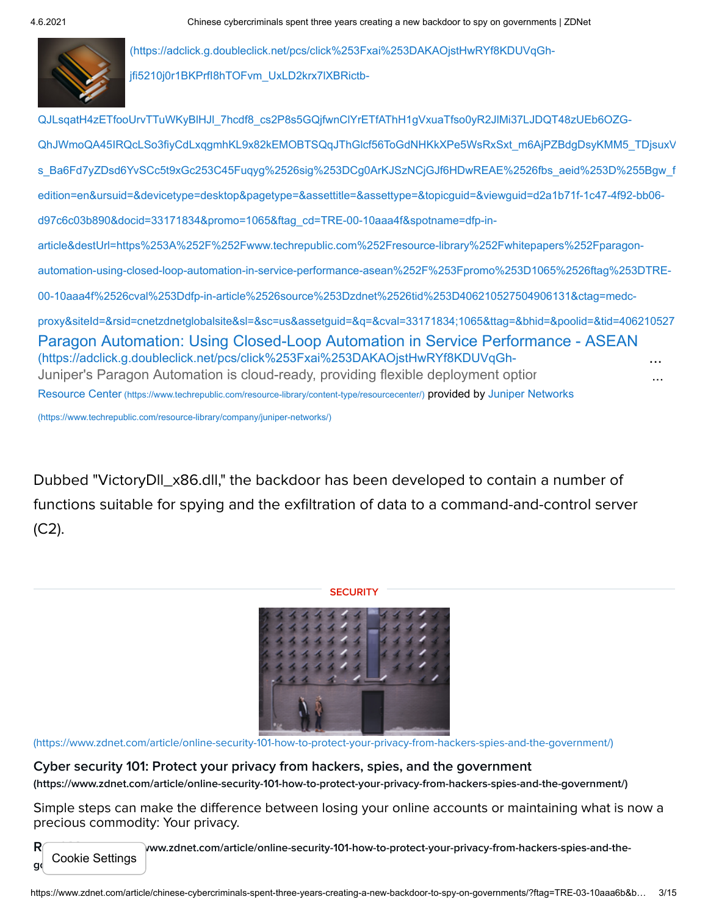(https://adclick.g.doubleclick.net/pcs/click%253Fxai%253DAKAOjstHwRYf8KDUVqGh-jfi5210j0r1BKPrfI8hTOFvm_UxLD2krx7lXBRictb-QJLsqatH4zETfooUrvTTuWKyBlHJl_7hcdf8_cs2P8s5GQjfwnClYrETfAThH1gVxuaTfso0yR2JlMi37LJDQT48zUEb6OZG-QhJWmoQA45IRQcLSo3fiyCdLxqgmhKL9x82kEMOBTSQqJThGlcf56ToGdNHKkXPe5WsRxSxt_m6AjPZBdgDsyKMM5_TDjsuxVs_Ba6Fd7yZDsd6YvSCc5t9xGc253C45Fuqyg%2526sig%253DCg0ArKJSzNCjGJf6HDwREAE%2526fbs_aeid%253D%255Bgw_fedition=en&ursuid=&devicetype=desktop&pagetype=&assettitle=&assettype=&topicguid=&viewguid=d2a1b71f-1c47-4f92-bb06-d97c6c03b890&docid=33171834&promo=1065&ftag_cd=TRE-00-10aaa4f&spotname=dfp-in-article&destUrl=https%253A%252F%252Fwww.techrepublic.com%252Fresource-library%252Fwhitepapers%252Fparagon-automation-using-closed-loop-automation-in-service-performance-asean%252F%253Fpromo%253D1065%2526ftag%253DTRE-00-10aaa4f%2526cval%253Ddfp-in-article%2526source%253Dzdnet%2526tid%253D406210527504906131&ctag=medc-proxy&siteId=&rsid=cnetzdnetglobalsite&sl=&sc=us&assetguid=&q=&cval=33171834;1065&ttag=&bhid=&poolid=&tid=406210527

[Paragon Automation: Using Closed-Loop Automation in Service Performance - ASEAN](https://adclick.g.doubleclick.net/pcs/click%253Fxai%253DAKAOjstHwRYf8KDUVqGh-) ...

Juniper's Paragon Automation is cloud-ready, providing flexible deployment optior ...

Resource Center (https://www.techrepublic.com/resource-library/content-type/resourcecenter/) provided by Juniper Networks (https://www.techrepublic.com/resource-library/company/juniper-networks/)

Dubbed "VictoryDll_x86.dll," the backdoor has been developed to contain a number of functions suitable for spying and the exfiltration of data to a command-and-control server (C2).

SECURITY

(https://www.zdnet.com/article/online-security-101-how-to-protect-your-privacy-from-hackers-spies-and-the-government/)

**Cyber security 101: Protect your privacy from hackers, spies, and the government**
**(https://www.zdnet.com/article/online-security-101-how-to-protect-your-privacy-from-hackers-spies-and-the-government/)**

Simple steps can make the difference between losing your online accounts or maintaining what is now a precious commodity: Your privacy.

R ... www.zdnet.com/article/online-security-101-how-to-protect-your-privacy-from-hackers-spies-and-the-g...

Cookie Settings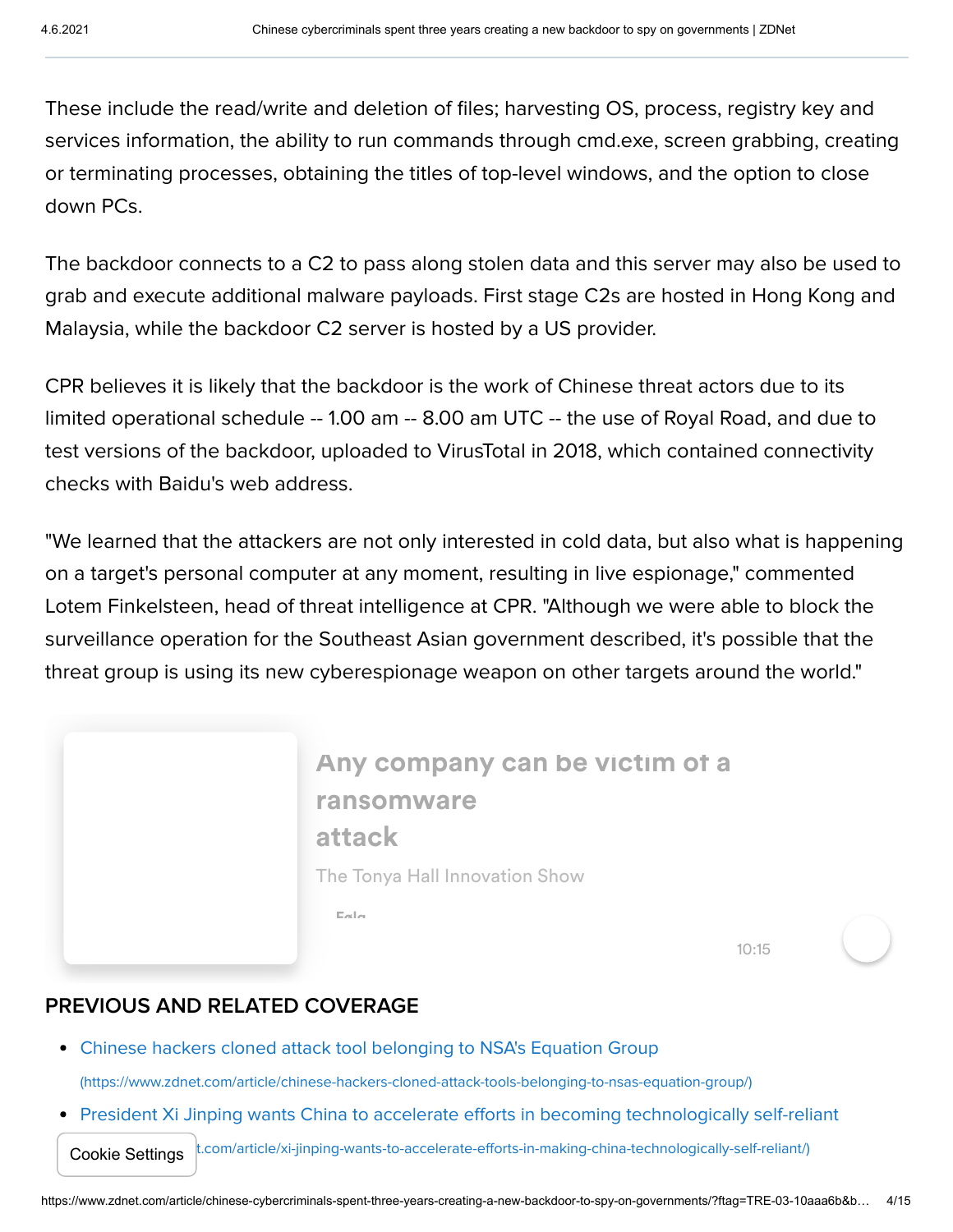These include the read/write and deletion of files; harvesting OS, process, registry key and services information, the ability to run commands through cmd.exe, screen grabbing, creating or terminating processes, obtaining the titles of top-level windows, and the option to close down PCs.

The backdoor connects to a C2 to pass along stolen data and this server may also be used to grab and execute additional malware payloads. First stage C2s are hosted in Hong Kong and Malaysia, while the backdoor C2 server is hosted by a US provider.

CPR believes it is likely that the backdoor is the work of Chinese threat actors due to its limited operational schedule -- 1.00 am -- 8.00 am UTC -- the use of Royal Road, and due to test versions of the backdoor, uploaded to VirusTotal in 2018, which contained connectivity checks with Baidu's web address.

"We learned that the attackers are not only interested in cold data, but also what is happening on a target's personal computer at any moment, resulting in live espionage," commented Lotem Finkelsteen, head of threat intelligence at CPR. "Although we were able to block the surveillance operation for the Southeast Asian government described, it's possible that the threat group is using its new cyberespionage weapon on other targets around the world."

Any company can be victim of a ransomware attack

The Tonya Hall Innovation Show

10:15

## PREVIOUS AND RELATED COVERAGE

- Chinese hackers cloned attack tool belonging to NSA's Equation Group (https://www.zdnet.com/article/chinese-hackers-cloned-attack-tools-belonging-to-nsas-equation-group/)
- President Xi Jinping wants China to accelerate efforts in becoming technologically self-reliant (t.com/article/xi-jinping-wants-to-accelerate-efforts-in-making-china-technologically-self-reliant/)

Cookie Settings